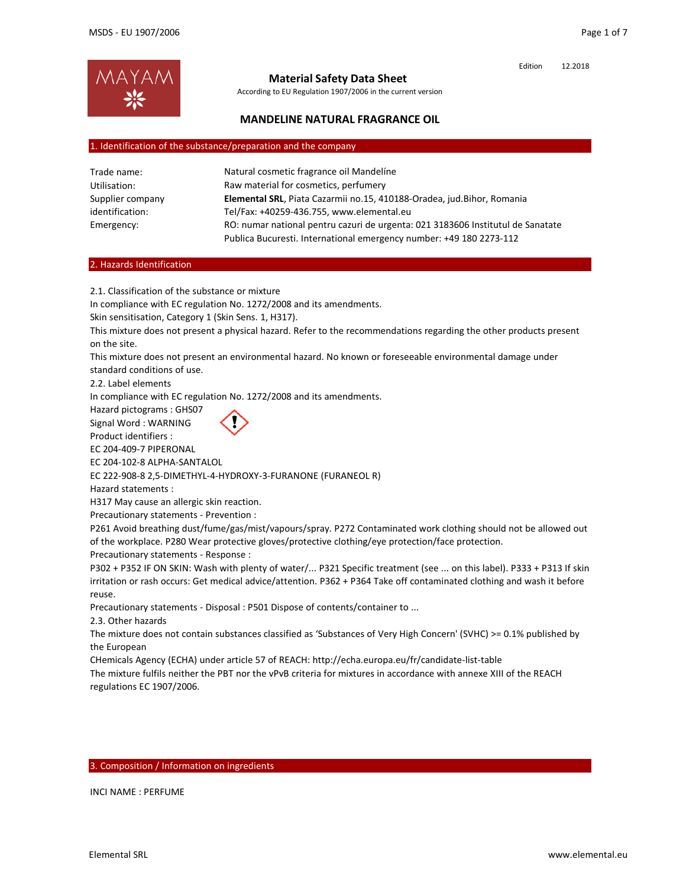Edition 12.2018

# Material Safety Data Sheet

According to EU Regulation 1907/2006 in the current version

## MANDELINE NATURAL FRAGRANCE OIL

### 1. Identification of the substance/preparation and the company

| | |
|---|---|
| Trade name: | Natural cosmetic fragrance oil Mandelíne |
| Utilisation: | Raw material for cosmetics, perfumery |
| Supplier company identification: | **Elemental SRL**, Piata Cazarmii no.15, 410188-Oradea, jud.Bihor, Romania Tel/Fax: +40259-436.755, www.elemental.eu |
| Emergency: | RO: numar national pentru cazuri de urgenta: 021 3183606 Institutul de Sanatate Publica Bucuresti. International emergency number: +49 180 2273-112 |

### 2. Hazards Identification

2.1. Classification of the substance or mixture

In compliance with EC regulation No. 1272/2008 and its amendments.

Skin sensitisation, Category 1 (Skin Sens. 1, H317).

This mixture does not present a physical hazard. Refer to the recommendations regarding the other products present on the site.

This mixture does not present an environmental hazard. No known or foreseeable environmental damage under standard conditions of use.

2.2. Label elements

In compliance with EC regulation No. 1272/2008 and its amendments.

Hazard pictograms : GHS07

Signal Word : WARNING

Product identifiers :

EC 204-409-7 PIPERONAL

EC 204-102-8 ALPHA-SANTALOL

EC 222-908-8 2,5-DIMETHYL-4-HYDROXY-3-FURANONE (FURANEOL R)

Hazard statements :

H317 May cause an allergic skin reaction.

Precautionary statements - Prevention :

P261 Avoid breathing dust/fume/gas/mist/vapours/spray. P272 Contaminated work clothing should not be allowed out of the workplace. P280 Wear protective gloves/protective clothing/eye protection/face protection.

Precautionary statements - Response :

P302 + P352 IF ON SKIN: Wash with plenty of water/... P321 Specific treatment (see ... on this label). P333 + P313 If skin irritation or rash occurs: Get medical advice/attention. P362 + P364 Take off contaminated clothing and wash it before reuse.

Precautionary statements - Disposal : P501 Dispose of contents/container to ...

2.3. Other hazards

The mixture does not contain substances classified as 'Substances of Very High Concern' (SVHC) >= 0.1% published by the European

CHemicals Agency (ECHA) under article 57 of REACH: http://echa.europa.eu/fr/candidate-list-table

The mixture fulfils neither the PBT nor the vPvB criteria for mixtures in accordance with annexe XIII of the REACH regulations EC 1907/2006.

### 3. Composition / Information on ingredients

INCI NAME : PERFUME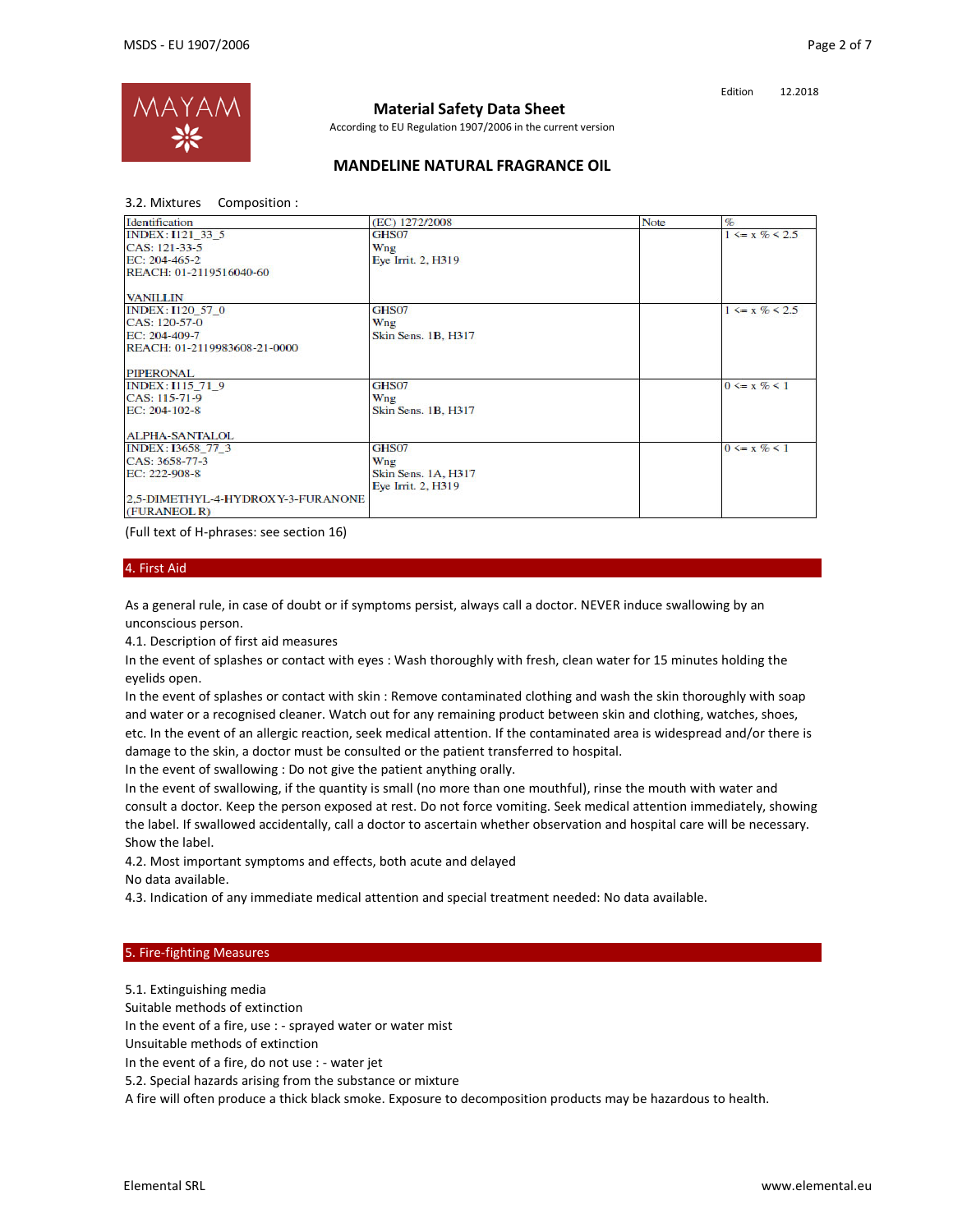**Material Safety Data Sheet**

According to EU Regulation 1907/2006 in the current version

Edition 12.2018

## MANDELINE NATURAL FRAGRANCE OIL

3.2. Mixtures Composition :

| Identification | (EC) 1272/2008 | Note | % |
|---|---|---|---|
| INDEX: I121_33_5<br>CAS: 121-33-5<br>EC: 204-465-2<br>REACH: 01-2119516040-60<br><br>VANILLIN | GHS07<br>Wng<br>Eye Irrit. 2, H319 | | 1 <= x % < 2.5 |
| INDEX: I120_57_0<br>CAS: 120-57-0<br>EC: 204-409-7<br>REACH: 01-2119983608-21-0000<br><br>PIPERONAL | GHS07<br>Wng<br>Skin Sens. 1B, H317 | | 1 <= x % < 2.5 |
| INDEX: I115_71_9<br>CAS: 115-71-9<br>EC: 204-102-8<br><br>ALPHA-SANTALOL | GHS07<br>Wng<br>Skin Sens. 1B, H317 | | 0 <= x % < 1 |
| INDEX: I3658_77_3<br>CAS: 3658-77-3<br>EC: 222-908-8<br><br>2,5-DIMETHYL-4-HYDROXY-3-FURANONE (FURANEOL R) | GHS07<br>Wng<br>Skin Sens. 1A, H317<br>Eye Irrit. 2, H319 | | 0 <= x % < 1 |

(Full text of H-phrases: see section 16)

## 4. First Aid

As a general rule, in case of doubt or if symptoms persist, always call a doctor. NEVER induce swallowing by an unconscious person.

4.1. Description of first aid measures

In the event of splashes or contact with eyes : Wash thoroughly with fresh, clean water for 15 minutes holding the eyelids open.

In the event of splashes or contact with skin : Remove contaminated clothing and wash the skin thoroughly with soap and water or a recognised cleaner. Watch out for any remaining product between skin and clothing, watches, shoes, etc. In the event of an allergic reaction, seek medical attention. If the contaminated area is widespread and/or there is damage to the skin, a doctor must be consulted or the patient transferred to hospital.

In the event of swallowing : Do not give the patient anything orally.

In the event of swallowing, if the quantity is small (no more than one mouthful), rinse the mouth with water and consult a doctor. Keep the person exposed at rest. Do not force vomiting. Seek medical attention immediately, showing the label. If swallowed accidentally, call a doctor to ascertain whether observation and hospital care will be necessary. Show the label.

4.2. Most important symptoms and effects, both acute and delayed

No data available.

4.3. Indication of any immediate medical attention and special treatment needed: No data available.

## 5. Fire-fighting Measures

5.1. Extinguishing media

Suitable methods of extinction

In the event of a fire, use : - sprayed water or water mist

Unsuitable methods of extinction

In the event of a fire, do not use : - water jet

5.2. Special hazards arising from the substance or mixture

A fire will often produce a thick black smoke. Exposure to decomposition products may be hazardous to health.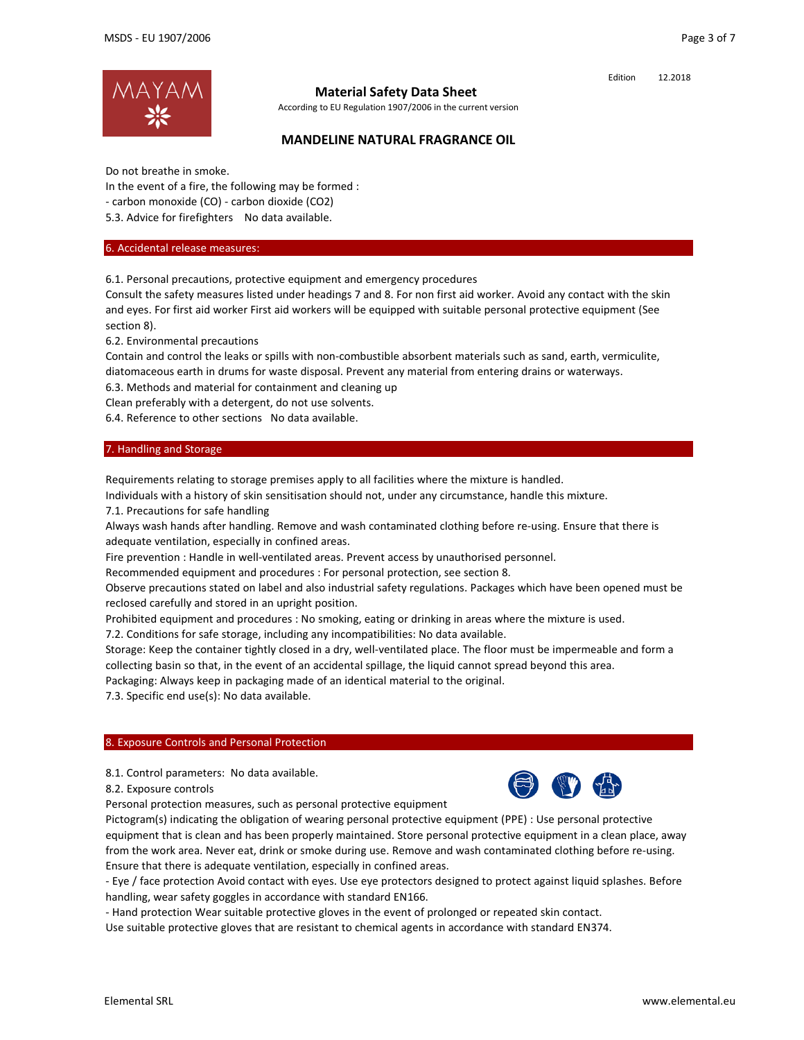Do not breathe in smoke.

In the event of a fire, the following may be formed :

- carbon monoxide (CO) - carbon dioxide ($CO_2$)

5.3. Advice for firefighters  No data available.

## 6. Accidental release measures:

6.1. Personal precautions, protective equipment and emergency procedures

Consult the safety measures listed under headings 7 and 8. For non first aid worker. Avoid any contact with the skin and eyes. For first aid worker First aid workers will be equipped with suitable personal protective equipment (See section 8).

6.2. Environmental precautions

Contain and control the leaks or spills with non-combustible absorbent materials such as sand, earth, vermiculite, diatomaceous earth in drums for waste disposal. Prevent any material from entering drains or waterways.

6.3. Methods and material for containment and cleaning up

Clean preferably with a detergent, do not use solvents.

6.4. Reference to other sections  No data available.

## 7. Handling and Storage

Requirements relating to storage premises apply to all facilities where the mixture is handled.

Individuals with a history of skin sensitisation should not, under any circumstance, handle this mixture.

7.1. Precautions for safe handling

Always wash hands after handling. Remove and wash contaminated clothing before re-using. Ensure that there is adequate ventilation, especially in confined areas.

Fire prevention : Handle in well-ventilated areas. Prevent access by unauthorised personnel.

Recommended equipment and procedures : For personal protection, see section 8.

Observe precautions stated on label and also industrial safety regulations. Packages which have been opened must be reclosed carefully and stored in an upright position.

Prohibited equipment and procedures : No smoking, eating or drinking in areas where the mixture is used.

7.2. Conditions for safe storage, including any incompatibilities: No data available.

Storage: Keep the container tightly closed in a dry, well-ventilated place. The floor must be impermeable and form a collecting basin so that, in the event of an accidental spillage, the liquid cannot spread beyond this area.

Packaging: Always keep in packaging made of an identical material to the original.

7.3. Specific end use(s): No data available.

## 8. Exposure Controls and Personal Protection

8.1. Control parameters:  No data available.

8.2. Exposure controls

Personal protection measures, such as personal protective equipment

Pictogram(s) indicating the obligation of wearing personal protective equipment (PPE) : Use personal protective equipment that is clean and has been properly maintained. Store personal protective equipment in a clean place, away from the work area. Never eat, drink or smoke during use. Remove and wash contaminated clothing before re-using. Ensure that there is adequate ventilation, especially in confined areas.

- Eye / face protection Avoid contact with eyes. Use eye protectors designed to protect against liquid splashes. Before handling, wear safety goggles in accordance with standard EN166.
- Hand protection Wear suitable protective gloves in the event of prolonged or repeated skin contact.

Use suitable protective gloves that are resistant to chemical agents in accordance with standard EN374.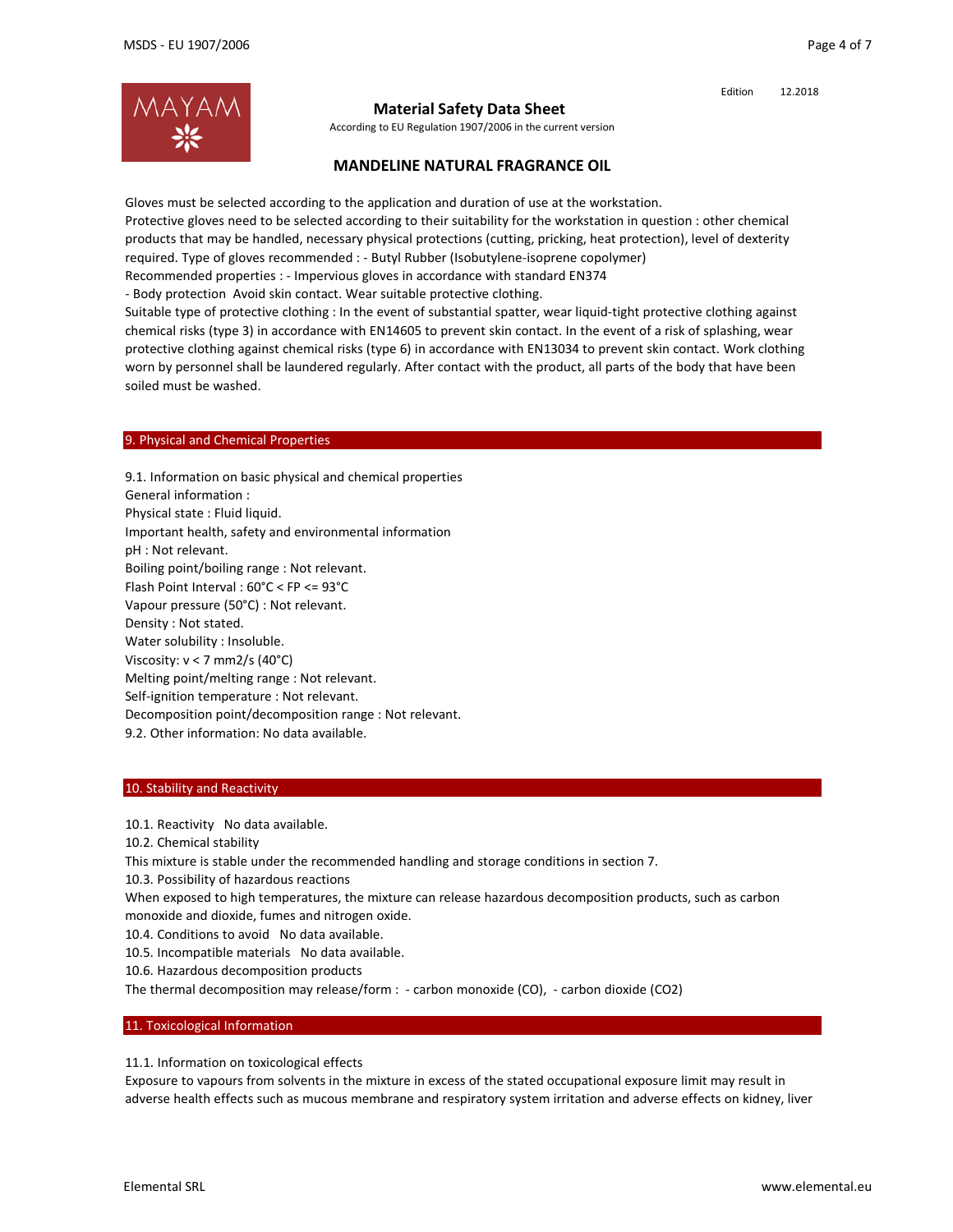Gloves must be selected according to the application and duration of use at the workstation.
Protective gloves need to be selected according to their suitability for the workstation in question : other chemical products that may be handled, necessary physical protections (cutting, pricking, heat protection), level of dexterity required. Type of gloves recommended : - Butyl Rubber (Isobutylene-isoprene copolymer)
Recommended properties : - Impervious gloves in accordance with standard EN374
- Body protection  Avoid skin contact. Wear suitable protective clothing.
Suitable type of protective clothing : In the event of substantial spatter, wear liquid-tight protective clothing against chemical risks (type 3) in accordance with EN14605 to prevent skin contact. In the event of a risk of splashing, wear protective clothing against chemical risks (type 6) in accordance with EN13034 to prevent skin contact. Work clothing worn by personnel shall be laundered regularly. After contact with the product, all parts of the body that have been soiled must be washed.

## 9. Physical and Chemical Properties

9.1. Information on basic physical and chemical properties
General information :
Physical state : Fluid liquid.
Important health, safety and environmental information
pH : Not relevant.
Boiling point/boiling range : Not relevant.
Flash Point Interval : 60°C < FP <= 93°C
Vapour pressure (50°C) : Not relevant.
Density : Not stated.
Water solubility : Insoluble.
Viscosity: v < 7 mm2/s (40°C)
Melting point/melting range : Not relevant.
Self-ignition temperature : Not relevant.
Decomposition point/decomposition range : Not relevant.
9.2. Other information: No data available.

## 10. Stability and Reactivity

10.1. Reactivity   No data available.
10.2. Chemical stability
This mixture is stable under the recommended handling and storage conditions in section 7.
10.3. Possibility of hazardous reactions
When exposed to high temperatures, the mixture can release hazardous decomposition products, such as carbon monoxide and dioxide, fumes and nitrogen oxide.
10.4. Conditions to avoid   No data available.
10.5. Incompatible materials   No data available.
10.6. Hazardous decomposition products
The thermal decomposition may release/form :  - carbon monoxide (CO),  - carbon dioxide ($CO_2$)

## 11. Toxicological Information

11.1. Information on toxicological effects
Exposure to vapours from solvents in the mixture in excess of the stated occupational exposure limit may result in adverse health effects such as mucous membrane and respiratory system irritation and adverse effects on kidney, liver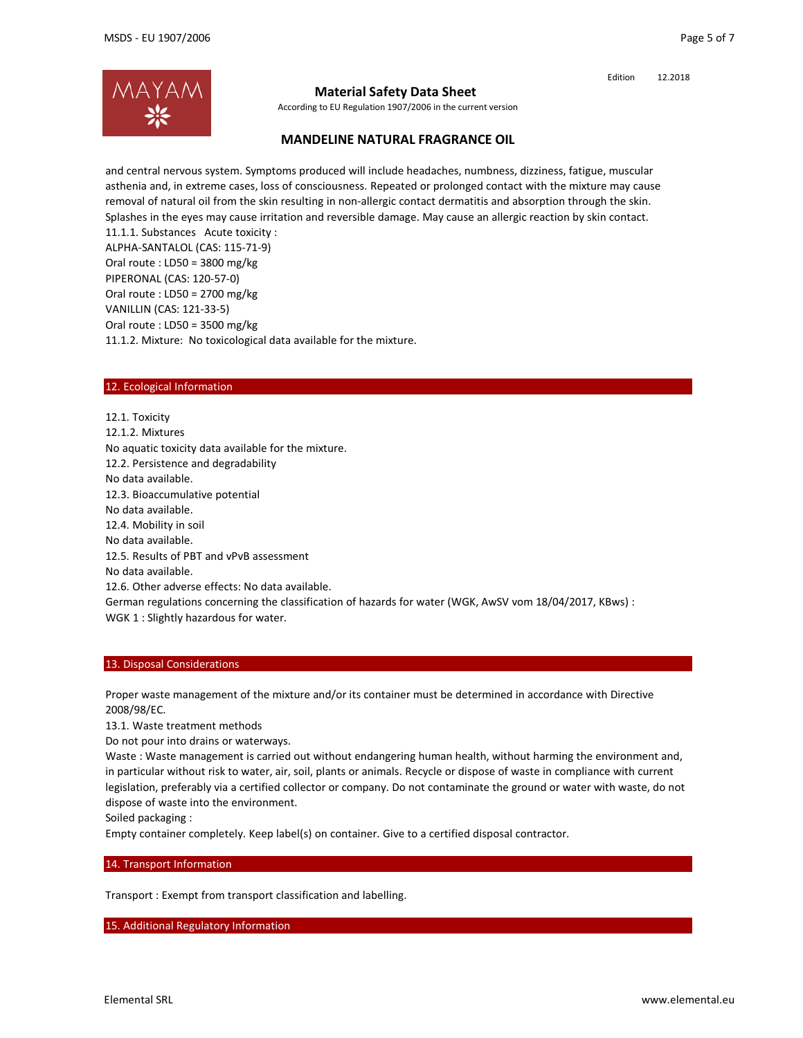and central nervous system. Symptoms produced will include headaches, numbness, dizziness, fatigue, muscular asthenia and, in extreme cases, loss of consciousness. Repeated or prolonged contact with the mixture may cause removal of natural oil from the skin resulting in non-allergic contact dermatitis and absorption through the skin. Splashes in the eyes may cause irritation and reversible damage. May cause an allergic reaction by skin contact.

11.1.1. Substances Acute toxicity :

ALPHA-SANTALOL (CAS: 115-71-9)

Oral route : LD50 = 3800 mg/kg

PIPERONAL (CAS: 120-57-0)

Oral route : LD50 = 2700 mg/kg

VANILLIN (CAS: 121-33-5)

Oral route : LD50 = 3500 mg/kg

11.1.2. Mixture: No toxicological data available for the mixture.

## 12. Ecological Information

12.1. Toxicity

12.1.2. Mixtures

No aquatic toxicity data available for the mixture.

12.2. Persistence and degradability

No data available.

12.3. Bioaccumulative potential

No data available.

12.4. Mobility in soil

No data available.

12.5. Results of PBT and vPvB assessment

No data available.

12.6. Other adverse effects: No data available.

German regulations concerning the classification of hazards for water (WGK, AwSV vom 18/04/2017, KBws) :

WGK 1 : Slightly hazardous for water.

## 13. Disposal Considerations

Proper waste management of the mixture and/or its container must be determined in accordance with Directive 2008/98/EC.

13.1. Waste treatment methods

Do not pour into drains or waterways.

Waste : Waste management is carried out without endangering human health, without harming the environment and, in particular without risk to water, air, soil, plants or animals. Recycle or dispose of waste in compliance with current legislation, preferably via a certified collector or company. Do not contaminate the ground or water with waste, do not dispose of waste into the environment.

Soiled packaging :

Empty container completely. Keep label(s) on container. Give to a certified disposal contractor.

## 14. Transport Information

Transport : Exempt from transport classification and labelling.

## 15. Additional Regulatory Information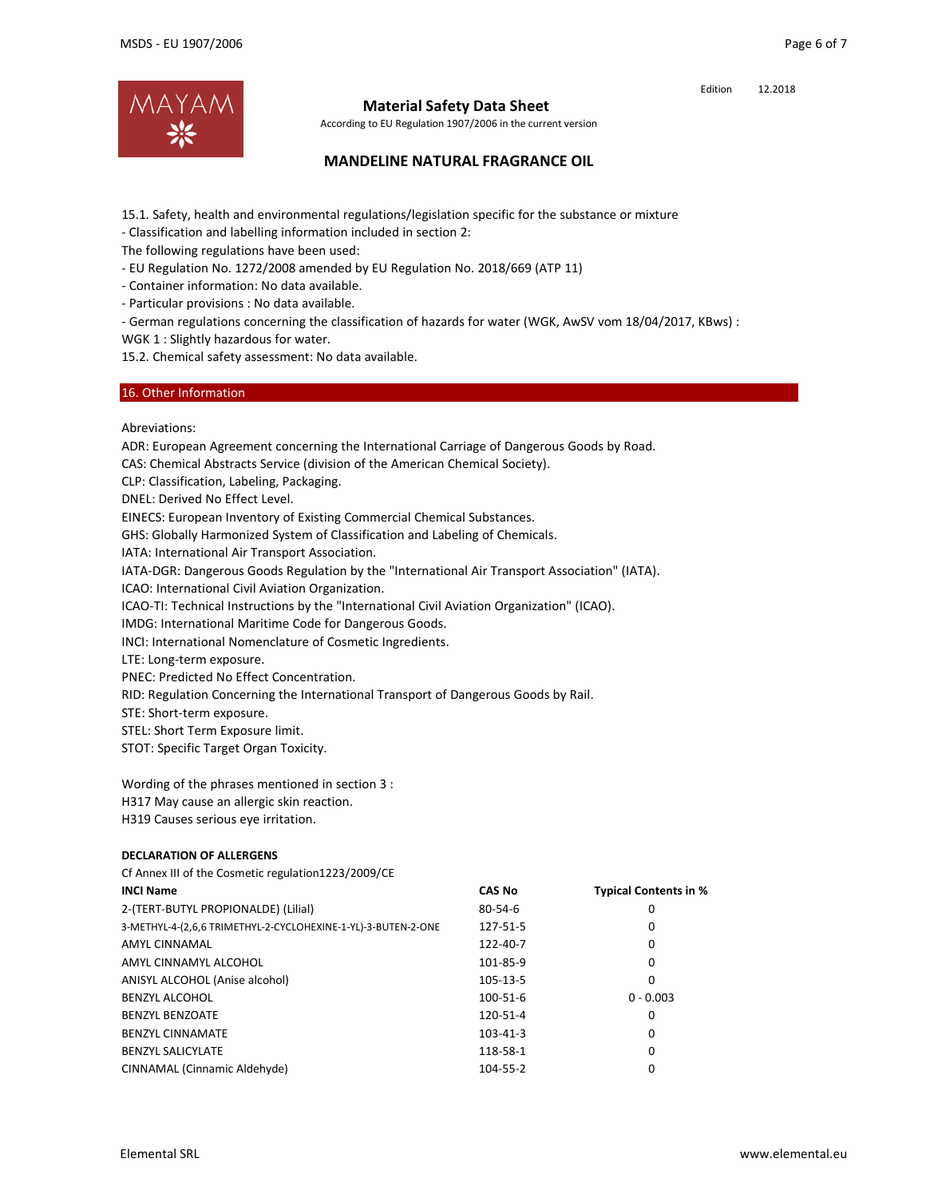15.1. Safety, health and environmental regulations/legislation specific for the substance or mixture
- Classification and labelling information included in section 2:

The following regulations have been used:
- EU Regulation No. 1272/2008 amended by EU Regulation No. 2018/669 (ATP 11)
- Container information: No data available.
- Particular provisions : No data available.
- German regulations concerning the classification of hazards for water (WGK, AwSV vom 18/04/2017, KBws) :

WGK 1 : Slightly hazardous for water.

15.2. Chemical safety assessment: No data available.

## 16. Other Information

Abreviations:

ADR: European Agreement concerning the International Carriage of Dangerous Goods by Road.
CAS: Chemical Abstracts Service (division of the American Chemical Society).
CLP: Classification, Labeling, Packaging.
DNEL: Derived No Effect Level.
EINECS: European Inventory of Existing Commercial Chemical Substances.
GHS: Globally Harmonized System of Classification and Labeling of Chemicals.
IATA: International Air Transport Association.
IATA-DGR: Dangerous Goods Regulation by the "International Air Transport Association" (IATA).
ICAO: International Civil Aviation Organization.
ICAO-TI: Technical Instructions by the "International Civil Aviation Organization" (ICAO).
IMDG: International Maritime Code for Dangerous Goods.
INCI: International Nomenclature of Cosmetic Ingredients.
LTE: Long-term exposure.
PNEC: Predicted No Effect Concentration.
RID: Regulation Concerning the International Transport of Dangerous Goods by Rail.
STE: Short-term exposure.
STEL: Short Term Exposure limit.
STOT: Specific Target Organ Toxicity.

Wording of the phrases mentioned in section 3 :
H317 May cause an allergic skin reaction.
H319 Causes serious eye irritation.

**DECLARATION OF ALLERGENS**

Cf Annex III of the Cosmetic regulation1223/2009/CE

| INCI Name | CAS No | Typical Contents in % |
|---|---|---|
| 2-(TERT-BUTYL PROPIONALDE) (Lilial) | 80-54-6 | 0 |
| 3-METHYL-4-(2,6,6 TRIMETHYL-2-CYCLOHEXINE-1-YL)-3-BUTEN-2-ONE | 127-51-5 | 0 |
| AMYL CINNAMAL | 122-40-7 | 0 |
| AMYL CINNAMYL ALCOHOL | 101-85-9 | 0 |
| ANISYL ALCOHOL (Anise alcohol) | 105-13-5 | 0 |
| BENZYL ALCOHOL | 100-51-6 | 0 - 0.003 |
| BENZYL BENZOATE | 120-51-4 | 0 |
| BENZYL CINNAMATE | 103-41-3 | 0 |
| BENZYL SALICYLATE | 118-58-1 | 0 |
| CINNAMAL (Cinnamic Aldehyde) | 104-55-2 | 0 |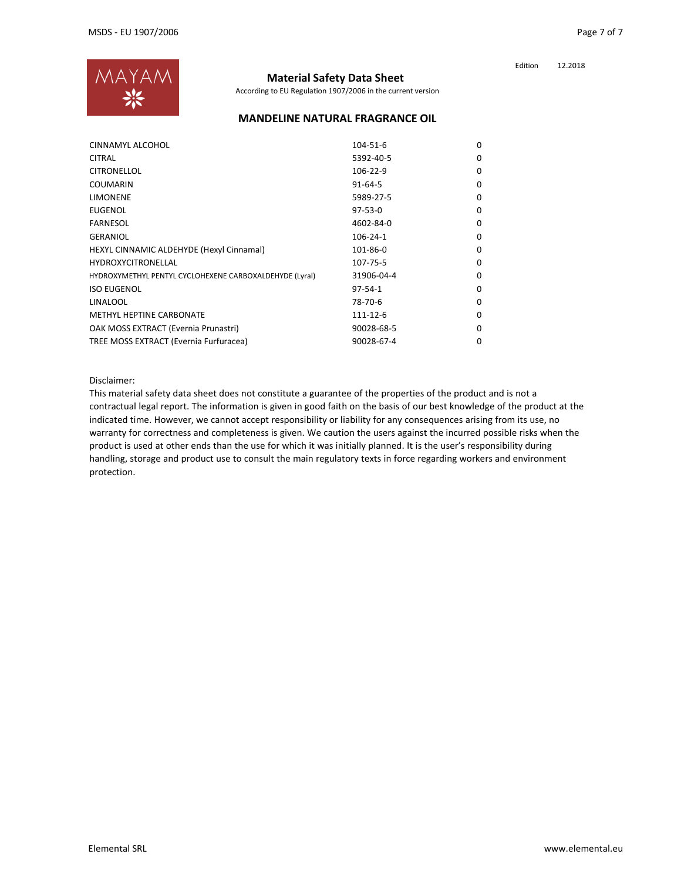# Material Safety Data Sheet

According to EU Regulation 1907/2006 in the current version

Edition 12.2018

## MANDELINE NATURAL FRAGRANCE OIL

| | | |
|---|---|---|
| CINNAMYL ALCOHOL | 104-51-6 | 0 |
| CITRAL | 5392-40-5 | 0 |
| CITRONELLOL | 106-22-9 | 0 |
| COUMARIN | 91-64-5 | 0 |
| LIMONENE | 5989-27-5 | 0 |
| EUGENOL | 97-53-0 | 0 |
| FARNESOL | 4602-84-0 | 0 |
| GERANIOL | 106-24-1 | 0 |
| HEXYL CINNAMIC ALDEHYDE (Hexyl Cinnamal) | 101-86-0 | 0 |
| HYDROXYCITRONELLAL | 107-75-5 | 0 |
| HYDROXYMETHYL PENTYL CYCLOHEXENE CARBOXALDEHYDE (Lyral) | 31906-04-4 | 0 |
| ISO EUGENOL | 97-54-1 | 0 |
| LINALOOL | 78-70-6 | 0 |
| METHYL HEPTINE CARBONATE | 111-12-6 | 0 |
| OAK MOSS EXTRACT (Evernia Prunastri) | 90028-68-5 | 0 |
| TREE MOSS EXTRACT (Evernia Furfuracea) | 90028-67-4 | 0 |

Disclaimer:

This material safety data sheet does not constitute a guarantee of the properties of the product and is not a contractual legal report. The information is given in good faith on the basis of our best knowledge of the product at the indicated time. However, we cannot accept responsibility or liability for any consequences arising from its use, no warranty for correctness and completeness is given. We caution the users against the incurred possible risks when the product is used at other ends than the use for which it was initially planned. It is the user's responsibility during handling, storage and product use to consult the main regulatory texts in force regarding workers and environment protection.